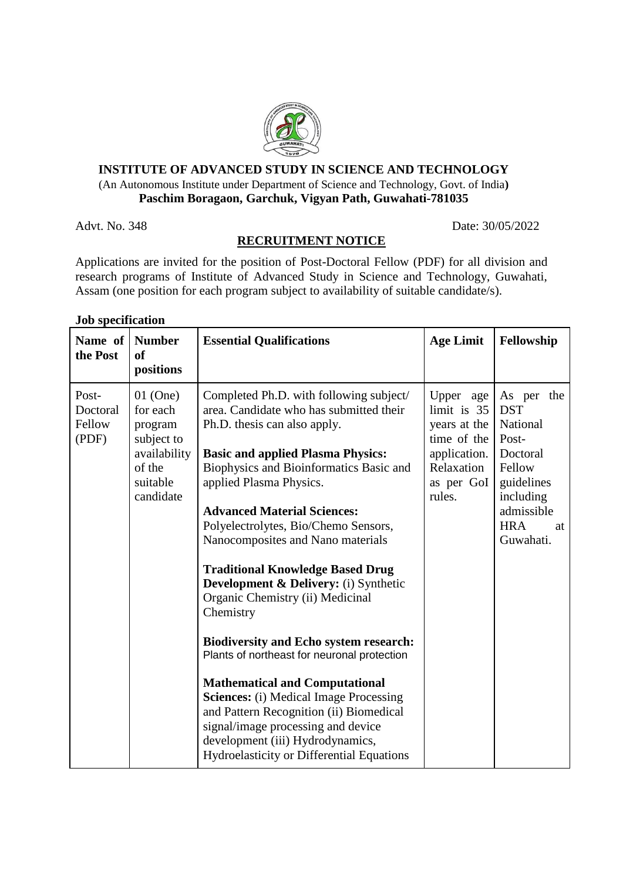# INSTITUTE OF ADVANCED STUDY IN SCIENCE AND TECHNOLOGY

(An Autonomous Institute under Department of Science and Technology, Govt. of India**)**

**Paschim Boragaon, Garchuk, Vigyan Path, Guwahati-781035**

Advt. No. 348 Date: 30/05/2022

## RECRUITMENT NOTICE

Applications are invited for the position of Post-Doctoral Fellow (PDF) for all division and research programs of Institute of Advanced Study in Science and Technology, Guwahati, Assam (one position for each program subject to availability of suitable candidate/s).

**Job specification**

| Name of the Post | Number of positions | Essential Qualifications | Age Limit | Fellowship |
|---|---|---|---|---|
| Post-Doctoral Fellow (PDF) | 01 (One) for each program subject to availability of the suitable candidate | Completed Ph.D. with following subject/ area. Candidate who has submitted their Ph.D. thesis can also apply.<br><br>**Basic and applied Plasma Physics:** Biophysics and Bioinformatics Basic and applied Plasma Physics.<br><br>**Advanced Material Sciences:** Polyelectrolytes, Bio/Chemo Sensors, Nanocomposites and Nano materials<br><br>**Traditional Knowledge Based Drug Development & Delivery:** (i) Synthetic Organic Chemistry (ii) Medicinal Chemistry<br><br>**Biodiversity and Echo system research:** Plants of northeast for neuronal protection<br><br>**Mathematical and Computational Sciences:** (i) Medical Image Processing and Pattern Recognition (ii) Biomedical signal/image processing and device development (iii) Hydrodynamics, Hydroelasticity or Differential Equations | Upper age limit is 35 years at the time of the application. Relaxation as per GoI rules. | As per the DST National Post-Doctoral Fellow guidelines including admissible HRA at Guwahati. |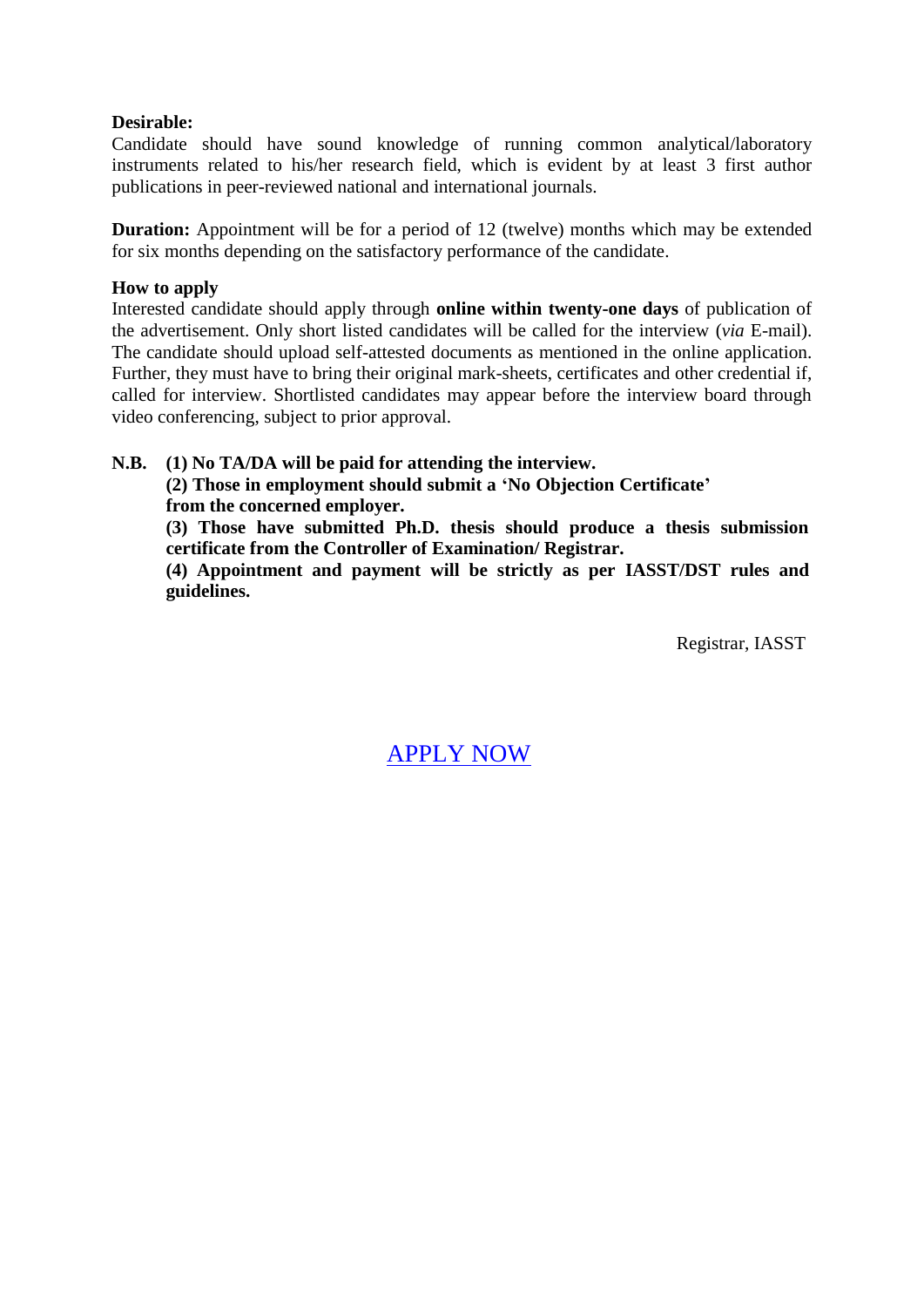**Desirable:**
Candidate should have sound knowledge of running common analytical/laboratory instruments related to his/her research field, which is evident by at least 3 first author publications in peer-reviewed national and international journals.

**Duration:** Appointment will be for a period of 12 (twelve) months which may be extended for six months depending on the satisfactory performance of the candidate.

**How to apply**
Interested candidate should apply through **online within twenty-one days** of publication of the advertisement. Only short listed candidates will be called for the interview (*via* E-mail). The candidate should upload self-attested documents as mentioned in the online application. Further, they must have to bring their original mark-sheets, certificates and other credential if, called for interview. Shortlisted candidates may appear before the interview board through video conferencing, subject to prior approval.

**N.B. (1) No TA/DA will be paid for attending the interview.**
**(2) Those in employment should submit a 'No Objection Certificate' from the concerned employer.**
**(3) Those have submitted Ph.D. thesis should produce a thesis submission certificate from the Controller of Examination/ Registrar.**
**(4) Appointment and payment will be strictly as per IASST/DST rules and guidelines.**

Registrar, IASST

APPLY NOW